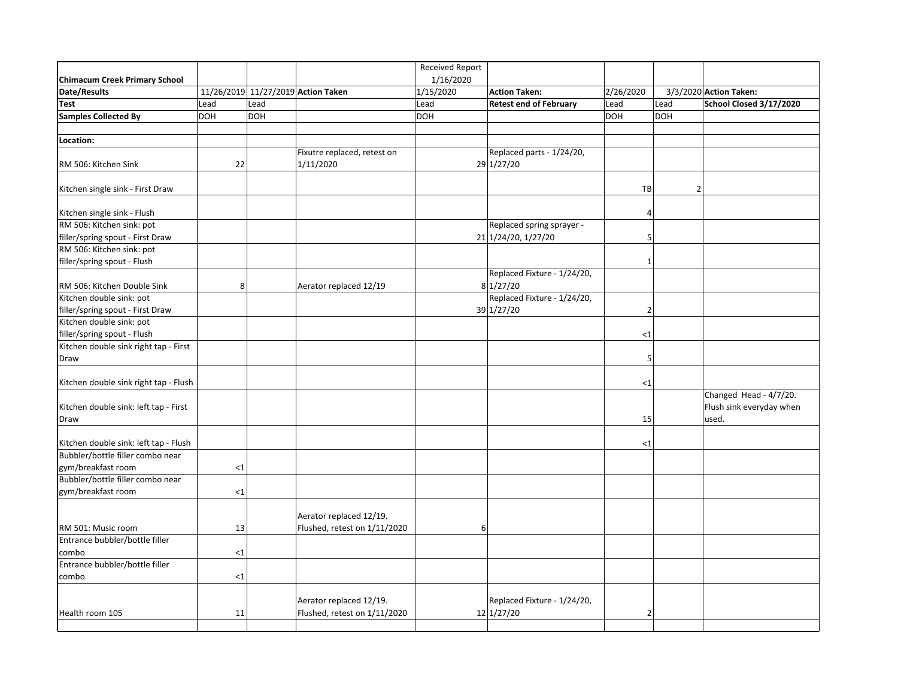| Chimacum Creek Primary School | | | | Received Report 1/16/2020 | | | | |
|---|---|---|---|---|---|---|---|---|
| **Date/Results** | 11/26/2019 | 11/27/2019 | **Action Taken** | 1/15/2020 | **Action Taken:** | 2/26/2020 | 3/3/2020 | **Action Taken:** |
| **Test** | Lead | Lead | | Lead | **Retest end of February** | Lead | Lead | **School Closed 3/17/2020** |
| **Samples Collected By** | DOH | DOH | | DOH | | DOH | DOH | |
| | | | | | | | | |
| **Location:** | | | | | | | | |
| RM 506: Kitchen Sink | 22 | | Fixutre replaced, retest on 1/11/2020 | 29 | Replaced parts - 1/24/20, 1/27/20 | | | |
| Kitchen single sink - First Draw | | | | | | TB | 2 | |
| Kitchen single sink - Flush | | | | | | 4 | | |
| RM 506: Kitchen sink: pot filler/spring spout - First Draw | | | | 21 | Replaced spring sprayer - 1/24/20, 1/27/20 | 5 | | |
| RM 506: Kitchen sink: pot filler/spring spout - Flush | | | | | | 1 | | |
| RM 506: Kitchen Double Sink | 8 | | Aerator replaced 12/19 | 8 | Replaced Fixture - 1/24/20, 1/27/20 | | | |
| Kitchen double sink: pot filler/spring spout - First Draw | | | | 39 | Replaced Fixture - 1/24/20, 1/27/20 | 2 | | |
| Kitchen double sink: pot filler/spring spout - Flush | | | | | | <1 | | |
| Kitchen double sink right tap - First Draw | | | | | | 5 | | |
| Kitchen double sink right tap - Flush | | | | | | <1 | | |
| Kitchen double sink: left tap - First Draw | | | | | | 15 | | Changed Head - 4/7/20. Flush sink everyday when used. |
| Kitchen double sink: left tap - Flush | | | | | | <1 | | |
| Bubbler/bottle filler combo near gym/breakfast room | <1 | | | | | | | |
| Bubbler/bottle filler combo near gym/breakfast room | <1 | | | | | | | |
| RM 501: Music room | 13 | | Aerator replaced 12/19. Flushed, retest on 1/11/2020 | 6 | | | | |
| Entrance bubbler/bottle filler combo | <1 | | | | | | | |
| Entrance bubbler/bottle filler combo | <1 | | | | | | | |
| Health room 105 | 11 | | Aerator replaced 12/19. Flushed, retest on 1/11/2020 | 12 | Replaced Fixture - 1/24/20, 1/27/20 | 2 | | |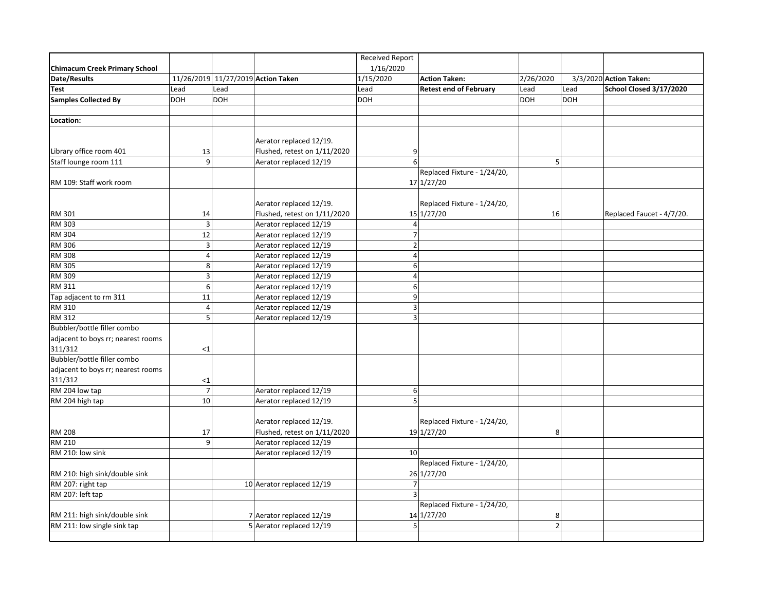| Chimacum Creek Primary School | | | | Received Report 1/16/2020 | | | | |
|---|---|---|---|---|---|---|---|---|
| **Date/Results** | 11/26/2019 | 11/27/2019 | **Action Taken** | 1/15/2020 | **Action Taken:** | 2/26/2020 | 3/3/2020 | **Action Taken:** |
| **Test** | Lead | Lead | | Lead | **Retest end of February** | Lead | Lead | **School Closed 3/17/2020** |
| **Samples Collected By** | DOH | DOH | | DOH | | DOH | DOH | |
| | | | | | | | | |
| **Location:** | | | | | | | | |
| Library office room 401 | 13 | | Aerator replaced 12/19. Flushed, retest on 1/11/2020 | 9 | | | | |
| Staff lounge room 111 | 9 | | Aerator replaced 12/19 | 6 | | 5 | | |
| RM 109: Staff work room | | | | 17 | Replaced Fixture - 1/24/20, 1/27/20 | | | |
| RM 301 | 14 | | Aerator replaced 12/19. Flushed, retest on 1/11/2020 | 15 | Replaced Fixture - 1/24/20, 1/27/20 | 16 | | Replaced Faucet - 4/7/20. |
| RM 303 | 3 | | Aerator replaced 12/19 | 4 | | | | |
| RM 304 | 12 | | Aerator replaced 12/19 | 7 | | | | |
| RM 306 | 3 | | Aerator replaced 12/19 | 2 | | | | |
| RM 308 | 4 | | Aerator replaced 12/19 | 4 | | | | |
| RM 305 | 8 | | Aerator replaced 12/19 | 6 | | | | |
| RM 309 | 3 | | Aerator replaced 12/19 | 4 | | | | |
| RM 311 | 6 | | Aerator replaced 12/19 | 6 | | | | |
| Tap adjacent to rm 311 | 11 | | Aerator replaced 12/19 | 9 | | | | |
| RM 310 | 4 | | Aerator replaced 12/19 | 3 | | | | |
| RM 312 | 5 | | Aerator replaced 12/19 | 3 | | | | |
| Bubbler/bottle filler combo adjacent to boys rr; nearest rooms 311/312 | <1 | | | | | | | |
| Bubbler/bottle filler combo adjacent to boys rr; nearest rooms 311/312 | <1 | | | | | | | |
| RM 204 low tap | 7 | | Aerator replaced 12/19 | 6 | | | | |
| RM 204 high tap | 10 | | Aerator replaced 12/19 | 5 | | | | |
| RM 208 | 17 | | Aerator replaced 12/19. Flushed, retest on 1/11/2020 | 19 | Replaced Fixture - 1/24/20, 1/27/20 | 8 | | |
| RM 210 | 9 | | Aerator replaced 12/19 | | | | | |
| RM 210: low sink | | | Aerator replaced 12/19 | 10 | | | | |
| RM 210: high sink/double sink | | | | 26 | Replaced Fixture - 1/24/20, 1/27/20 | | | |
| RM 207: right tap | | 10 | Aerator replaced 12/19 | 7 | | | | |
| RM 207: left tap | | | | 3 | | | | |
| RM 211: high sink/double sink | | 7 | Aerator replaced 12/19 | 14 | Replaced Fixture - 1/24/20, 1/27/20 | 8 | | |
| RM 211: low single sink tap | | 5 | Aerator replaced 12/19 | 5 | | 2 | | |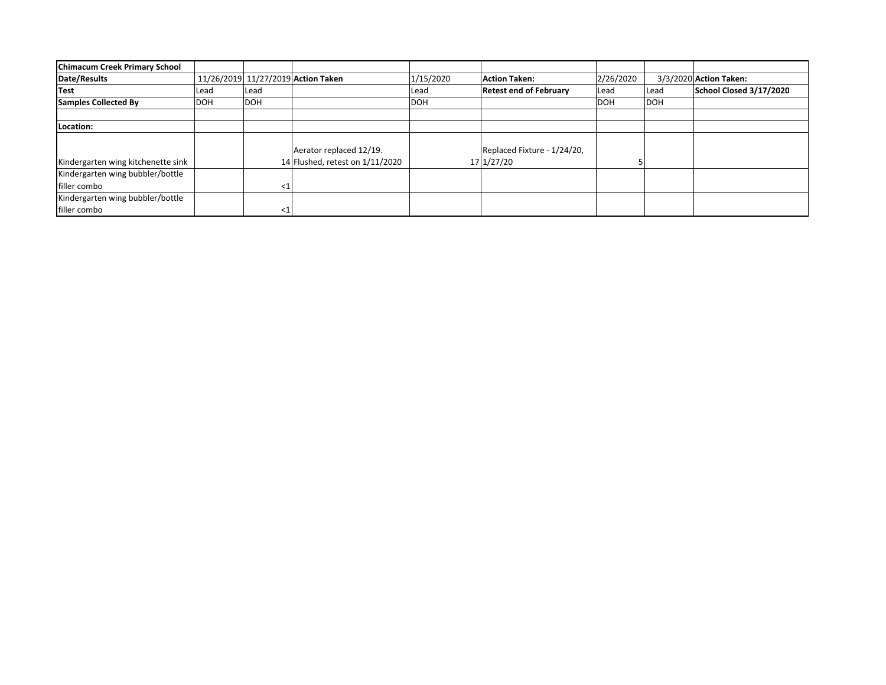| Chimacum Creek Primary School | | | | | | | | |
|---|---|---|---|---|---|---|---|---|
| **Date/Results** | 11/26/2019 | 11/27/2019 | **Action Taken** | 1/15/2020 | **Action Taken:** | 2/26/2020 | 3/3/2020 | **Action Taken:** |
| **Test** | Lead | Lead | | Lead | **Retest end of February** | Lead | Lead | **School Closed 3/17/2020** |
| **Samples Collected By** | DOH | DOH | | DOH | | DOH | DOH | |
| | | | | | | | | |
| **Location:** | | | | | | | | |
| Kindergarten wing kitchenette sink | | 14 | Aerator replaced 12/19. Flushed, retest on 1/11/2020 | 17 | Replaced Fixture - 1/24/20, 1/27/20 | 5 | | |
| Kindergarten wing bubbler/bottle filler combo | | <1 | | | | | | |
| Kindergarten wing bubbler/bottle filler combo | | <1 | | | | | | |